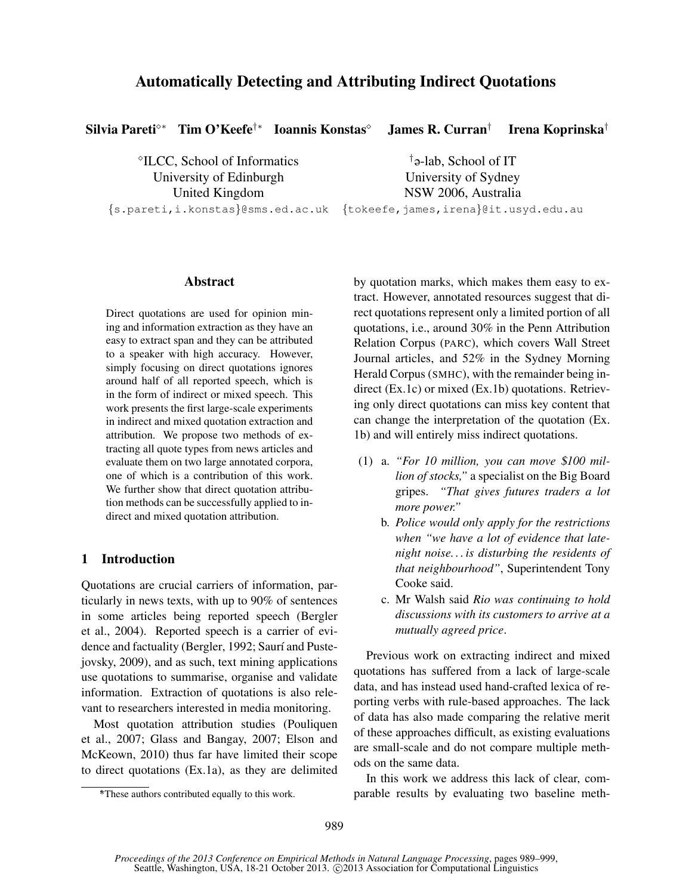# Automatically Detecting and Attributing Indirect Quotations

**Silvia Pareti**[◇*] **Tim O'Keefe**[†*] **Ioannis Konstas**[◇] **James R. Curran**[†] **Irena Koprinska**[†]

[◇]ILCC, School of Informatics
University of Edinburgh
United Kingdom
{s.pareti,i.konstas}@sms.ed.ac.uk

[†]ə-lab, School of IT
University of Sydney
NSW 2006, Australia
{tokeefe,james,irena}@it.usyd.edu.au

## Abstract

Direct quotations are used for opinion mining and information extraction as they have an easy to extract span and they can be attributed to a speaker with high accuracy. However, simply focusing on direct quotations ignores around half of all reported speech, which is in the form of indirect or mixed speech. This work presents the first large-scale experiments in indirect and mixed quotation extraction and attribution. We propose two methods of extracting all quote types from news articles and evaluate them on two large annotated corpora, one of which is a contribution of this work. We further show that direct quotation attribution methods can be successfully applied to indirect and mixed quotation attribution.

## 1 Introduction

Quotations are crucial carriers of information, particularly in news texts, with up to 90% of sentences in some articles being reported speech (Bergler et al., 2004). Reported speech is a carrier of evidence and factuality (Bergler, 1992; Saurí and Pustejovsky, 2009), and as such, text mining applications use quotations to summarise, organise and validate information. Extraction of quotations is also relevant to researchers interested in media monitoring.

Most quotation attribution studies (Pouliquen et al., 2007; Glass and Bangay, 2007; Elson and McKeown, 2010) thus far have limited their scope to direct quotations (Ex.1a), as they are delimited by quotation marks, which makes them easy to extract. However, annotated resources suggest that direct quotations represent only a limited portion of all quotations, i.e., around 30% in the Penn Attribution Relation Corpus (PARC), which covers Wall Street Journal articles, and 52% in the Sydney Morning Herald Corpus (SMHC), with the remainder being indirect (Ex.1c) or mixed (Ex.1b) quotations. Retrieving only direct quotations can miss key content that can change the interpretation of the quotation (Ex. 1b) and will entirely miss indirect quotations.

(1) a. *"For 10 million, you can move $100 million of stocks,"* a specialist on the Big Board gripes. *"That gives futures traders a lot more power."*

b. *Police would only apply for the restrictions when "we have a lot of evidence that late-night noise... is disturbing the residents of that neighbourhood"*, Superintendent Tony Cooke said.

c. Mr Walsh said *Rio was continuing to hold discussions with its customers to arrive at a mutually agreed price*.

Previous work on extracting indirect and mixed quotations has suffered from a lack of large-scale data, and has instead used hand-crafted lexica of reporting verbs with rule-based approaches. The lack of data has also made comparing the relative merit of these approaches difficult, as existing evaluations are small-scale and do not compare multiple methods on the same data.

In this work we address this lack of clear, comparable results by evaluating two baseline meth-

*These authors contributed equally to this work.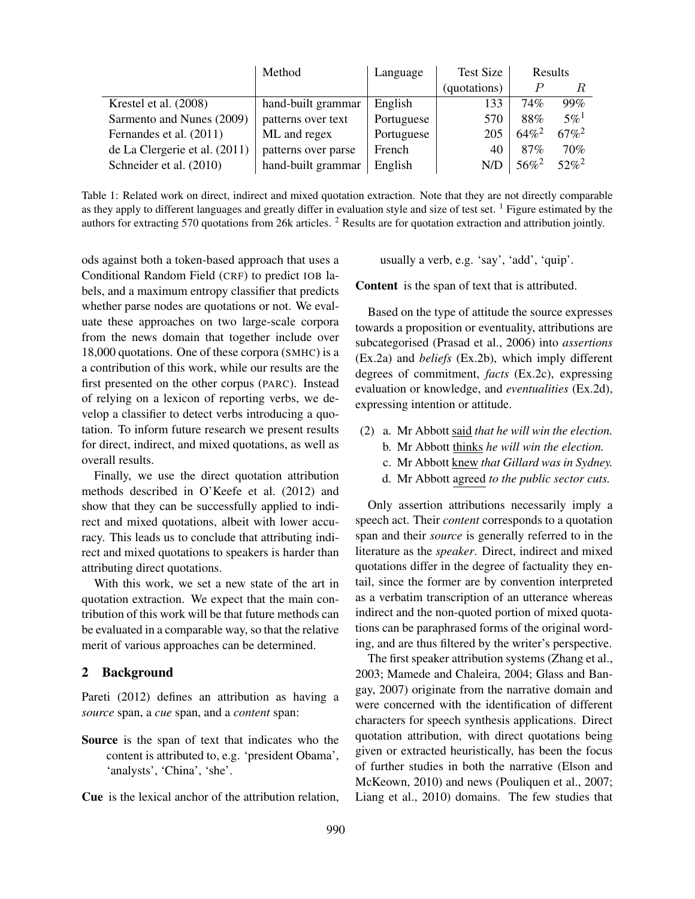| | Method | Language | Test Size | Results | |
|---|---|---|---|---|---|
| | | | (quotations) | *P* | *R* |
| Krestel et al. (2008) | hand-built grammar | English | 133 | 74% | 99% |
| Sarmento and Nunes (2009) | patterns over text | Portuguese | 570 | 88% | 5%[1] |
| Fernandes et al. (2011) | ML and regex | Portuguese | 205 | 64%[2] | 67%[2] |
| de La Clergerie et al. (2011) | patterns over parse | French | 40 | 87% | 70% |
| Schneider et al. (2010) | hand-built grammar | English | N/D | 56%[2] | 52%[2] |

Table 1: Related work on direct, indirect and mixed quotation extraction. Note that they are not directly comparable as they apply to different languages and greatly differ in evaluation style and size of test set. [1] Figure estimated by the authors for extracting 570 quotations from 26k articles. [2] Results are for quotation extraction and attribution jointly.

ods against both a token-based approach that uses a Conditional Random Field (CRF) to predict IOB labels, and a maximum entropy classifier that predicts whether parse nodes are quotations or not. We evaluate these approaches on two large-scale corpora from the news domain that together include over 18,000 quotations. One of these corpora (SMHC) is a a contribution of this work, while our results are the first presented on the other corpus (PARC). Instead of relying on a lexicon of reporting verbs, we develop a classifier to detect verbs introducing a quotation. To inform future research we present results for direct, indirect, and mixed quotations, as well as overall results.

Finally, we use the direct quotation attribution methods described in O'Keefe et al. (2012) and show that they can be successfully applied to indirect and mixed quotations, albeit with lower accuracy. This leads us to conclude that attributing indirect and mixed quotations to speakers is harder than attributing direct quotations.

With this work, we set a new state of the art in quotation extraction. We expect that the main contribution of this work will be that future methods can be evaluated in a comparable way, so that the relative merit of various approaches can be determined.

## 2 Background

Pareti (2012) defines an attribution as having a *source* span, a *cue* span, and a *content* span:

**Source** is the span of text that indicates who the content is attributed to, e.g. 'president Obama', 'analysts', 'China', 'she'.

**Cue** is the lexical anchor of the attribution relation, usually a verb, e.g. 'say', 'add', 'quip'.

**Content** is the span of text that is attributed.

Based on the type of attitude the source expresses towards a proposition or eventuality, attributions are subcategorised (Prasad et al., 2006) into *assertions* (Ex.2a) and *beliefs* (Ex.2b), which imply different degrees of commitment, *facts* (Ex.2c), expressing evaluation or knowledge, and *eventualities* (Ex.2d), expressing intention or attitude.

(2) a. Mr Abbott said *that he will win the election.*
b. Mr Abbott thinks *he will win the election.*
c. Mr Abbott knew *that Gillard was in Sydney.*
d. Mr Abbott agreed *to the public sector cuts.*

Only assertion attributions necessarily imply a speech act. Their *content* corresponds to a quotation span and their *source* is generally referred to in the literature as the *speaker*. Direct, indirect and mixed quotations differ in the degree of factuality they entail, since the former are by convention interpreted as a verbatim transcription of an utterance whereas indirect and the non-quoted portion of mixed quotations can be paraphrased forms of the original wording, and are thus filtered by the writer's perspective.

The first speaker attribution systems (Zhang et al., 2003; Mamede and Chaleira, 2004; Glass and Bangay, 2007) originate from the narrative domain and were concerned with the identification of different characters for speech synthesis applications. Direct quotation attribution, with direct quotations being given or extracted heuristically, has been the focus of further studies in both the narrative (Elson and McKeown, 2010) and news (Pouliquen et al., 2007; Liang et al., 2010) domains. The few studies that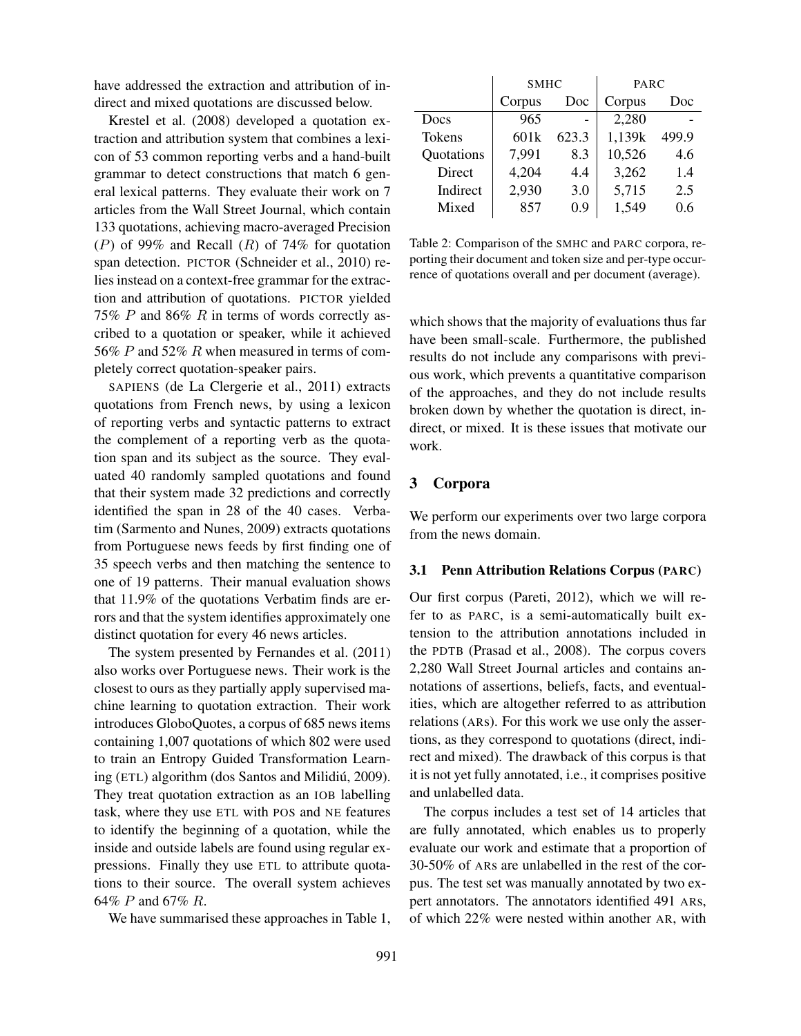have addressed the extraction and attribution of indirect and mixed quotations are discussed below.

Krestel et al. (2008) developed a quotation extraction and attribution system that combines a lexicon of 53 common reporting verbs and a hand-built grammar to detect constructions that match 6 general lexical patterns. They evaluate their work on 7 articles from the Wall Street Journal, which contain 133 quotations, achieving macro-averaged Precision ($P$) of 99% and Recall ($R$) of 74% for quotation span detection. PICTOR (Schneider et al., 2010) relies instead on a context-free grammar for the extraction and attribution of quotations. PICTOR yielded 75% $P$ and 86% $R$ in terms of words correctly ascribed to a quotation or speaker, while it achieved 56% $P$ and 52% $R$ when measured in terms of completely correct quotation-speaker pairs.

SAPIENS (de La Clergerie et al., 2011) extracts quotations from French news, by using a lexicon of reporting verbs and syntactic patterns to extract the complement of a reporting verb as the quotation span and its subject as the source. They evaluated 40 randomly sampled quotations and found that their system made 32 predictions and correctly identified the span in 28 of the 40 cases. Verbatim (Sarmento and Nunes, 2009) extracts quotations from Portuguese news feeds by first finding one of 35 speech verbs and then matching the sentence to one of 19 patterns. Their manual evaluation shows that 11.9% of the quotations Verbatim finds are errors and that the system identifies approximately one distinct quotation for every 46 news articles.

The system presented by Fernandes et al. (2011) also works over Portuguese news. Their work is the closest to ours as they partially apply supervised machine learning to quotation extraction. Their work introduces GloboQuotes, a corpus of 685 news items containing 1,007 quotations of which 802 were used to train an Entropy Guided Transformation Learning (ETL) algorithm (dos Santos and Milidiú, 2009). They treat quotation extraction as an IOB labelling task, where they use ETL with POS and NE features to identify the beginning of a quotation, while the inside and outside labels are found using regular expressions. Finally they use ETL to attribute quotations to their source. The overall system achieves 64% $P$ and 67% $R$.

We have summarised these approaches in Table 1,

| | SMHC | | PARC | |
|---|---|---|---|---|
| | Corpus | Doc | Corpus | Doc |
| Docs | 965 | - | 2,280 | - |
| Tokens | 601k | 623.3 | 1,139k | 499.9 |
| Quotations | 7,991 | 8.3 | 10,526 | 4.6 |
| Direct | 4,204 | 4.4 | 3,262 | 1.4 |
| Indirect | 2,930 | 3.0 | 5,715 | 2.5 |
| Mixed | 857 | 0.9 | 1,549 | 0.6 |

Table 2: Comparison of the SMHC and PARC corpora, reporting their document and token size and per-type occurrence of quotations overall and per document (average).

which shows that the majority of evaluations thus far have been small-scale. Furthermore, the published results do not include any comparisons with previous work, which prevents a quantitative comparison of the approaches, and they do not include results broken down by whether the quotation is direct, indirect, or mixed. It is these issues that motivate our work.

## 3 Corpora

We perform our experiments over two large corpora from the news domain.

### 3.1 Penn Attribution Relations Corpus (PARC)

Our first corpus (Pareti, 2012), which we will refer to as PARC, is a semi-automatically built extension to the attribution annotations included in the PDTB (Prasad et al., 2008). The corpus covers 2,280 Wall Street Journal articles and contains annotations of assertions, beliefs, facts, and eventualities, which are altogether referred to as attribution relations (ARs). For this work we use only the assertions, as they correspond to quotations (direct, indirect and mixed). The drawback of this corpus is that it is not yet fully annotated, i.e., it comprises positive and unlabelled data.

The corpus includes a test set of 14 articles that are fully annotated, which enables us to properly evaluate our work and estimate that a proportion of 30-50% of ARs are unlabelled in the rest of the corpus. The test set was manually annotated by two expert annotators. The annotators identified 491 ARs, of which 22% were nested within another AR, with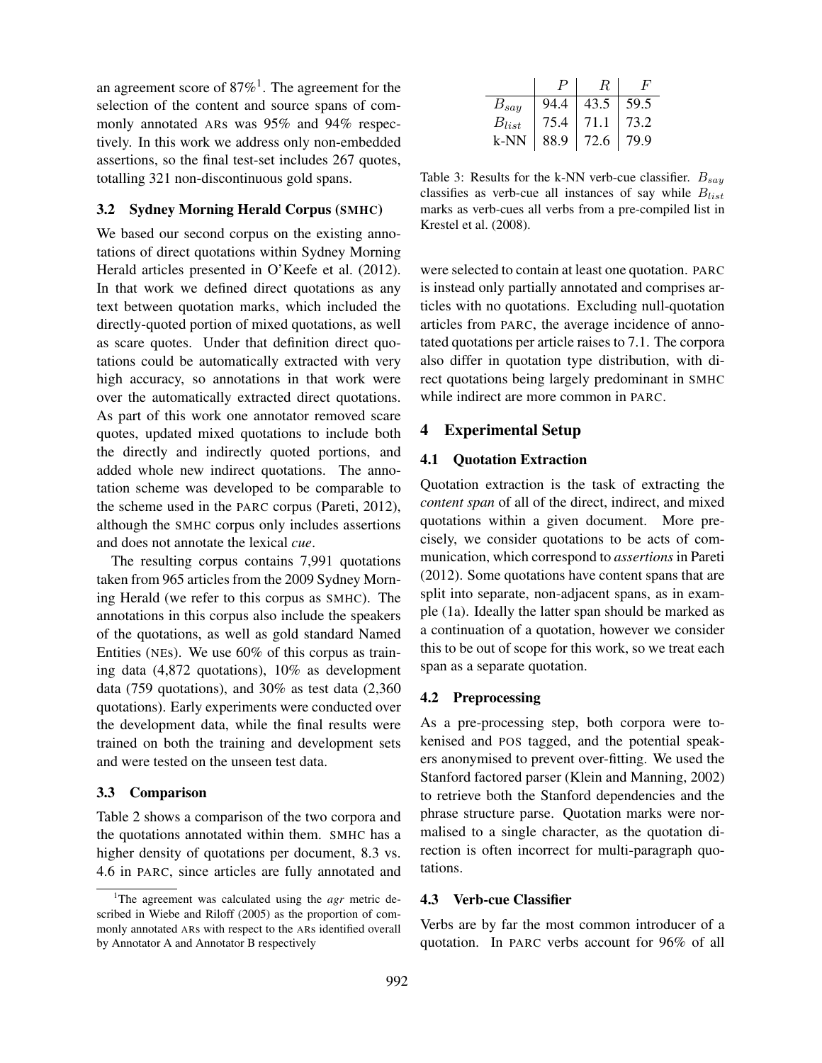an agreement score of 87%[1]. The agreement for the selection of the content and source spans of commonly annotated ARs was 95% and 94% respectively. In this work we address only non-embedded assertions, so the final test-set includes 267 quotes, totalling 321 non-discontinuous gold spans.

### 3.2 Sydney Morning Herald Corpus (SMHC)

We based our second corpus on the existing annotations of direct quotations within Sydney Morning Herald articles presented in O'Keefe et al. (2012). In that work we defined direct quotations as any text between quotation marks, which included the directly-quoted portion of mixed quotations, as well as scare quotes. Under that definition direct quotations could be automatically extracted with very high accuracy, so annotations in that work were over the automatically extracted direct quotations. As part of this work one annotator removed scare quotes, updated mixed quotations to include both the directly and indirectly quoted portions, and added whole new indirect quotations. The annotation scheme was developed to be comparable to the scheme used in the PARC corpus (Pareti, 2012), although the SMHC corpus only includes assertions and does not annotate the lexical *cue*.

The resulting corpus contains 7,991 quotations taken from 965 articles from the 2009 Sydney Morning Herald (we refer to this corpus as SMHC). The annotations in this corpus also include the speakers of the quotations, as well as gold standard Named Entities (NEs). We use 60% of this corpus as training data (4,872 quotations), 10% as development data (759 quotations), and 30% as test data (2,360 quotations). Early experiments were conducted over the development data, while the final results were trained on both the training and development sets and were tested on the unseen test data.

### 3.3 Comparison

Table 2 shows a comparison of the two corpora and the quotations annotated within them. SMHC has a higher density of quotations per document, 8.3 vs. 4.6 in PARC, since articles are fully annotated and were selected to contain at least one quotation. PARC is instead only partially annotated and comprises articles with no quotations. Excluding null-quotation articles from PARC, the average incidence of annotated quotations per article raises to 7.1. The corpora also differ in quotation type distribution, with direct quotations being largely predominant in SMHC while indirect are more common in PARC.

[1] The agreement was calculated using the *agr* metric described in Wiebe and Riloff (2005) as the proportion of commonly annotated ARs with respect to the ARs identified overall by Annotator A and Annotator B respectively

| | $P$ | $R$ | $F$ |
|---|---|---|---|
| $B_{say}$ | 94.4 | 43.5 | 59.5 |
| $B_{list}$ | 75.4 | 71.1 | 73.2 |
| k-NN | 88.9 | 72.6 | 79.9 |

Table 3: Results for the k-NN verb-cue classifier. $B_{say}$ classifies as verb-cue all instances of say while $B_{list}$ marks as verb-cues all verbs from a pre-compiled list in Krestel et al. (2008).

## 4 Experimental Setup

### 4.1 Quotation Extraction

Quotation extraction is the task of extracting the *content span* of all of the direct, indirect, and mixed quotations within a given document. More precisely, we consider quotations to be acts of communication, which correspond to *assertions* in Pareti (2012). Some quotations have content spans that are split into separate, non-adjacent spans, as in example (1a). Ideally the latter span should be marked as a continuation of a quotation, however we consider this to be out of scope for this work, so we treat each span as a separate quotation.

### 4.2 Preprocessing

As a pre-processing step, both corpora were tokenised and POS tagged, and the potential speakers anonymised to prevent over-fitting. We used the Stanford factored parser (Klein and Manning, 2002) to retrieve both the Stanford dependencies and the phrase structure parse. Quotation marks were normalised to a single character, as the quotation direction is often incorrect for multi-paragraph quotations.

### 4.3 Verb-cue Classifier

Verbs are by far the most common introducer of a quotation. In PARC verbs account for 96% of all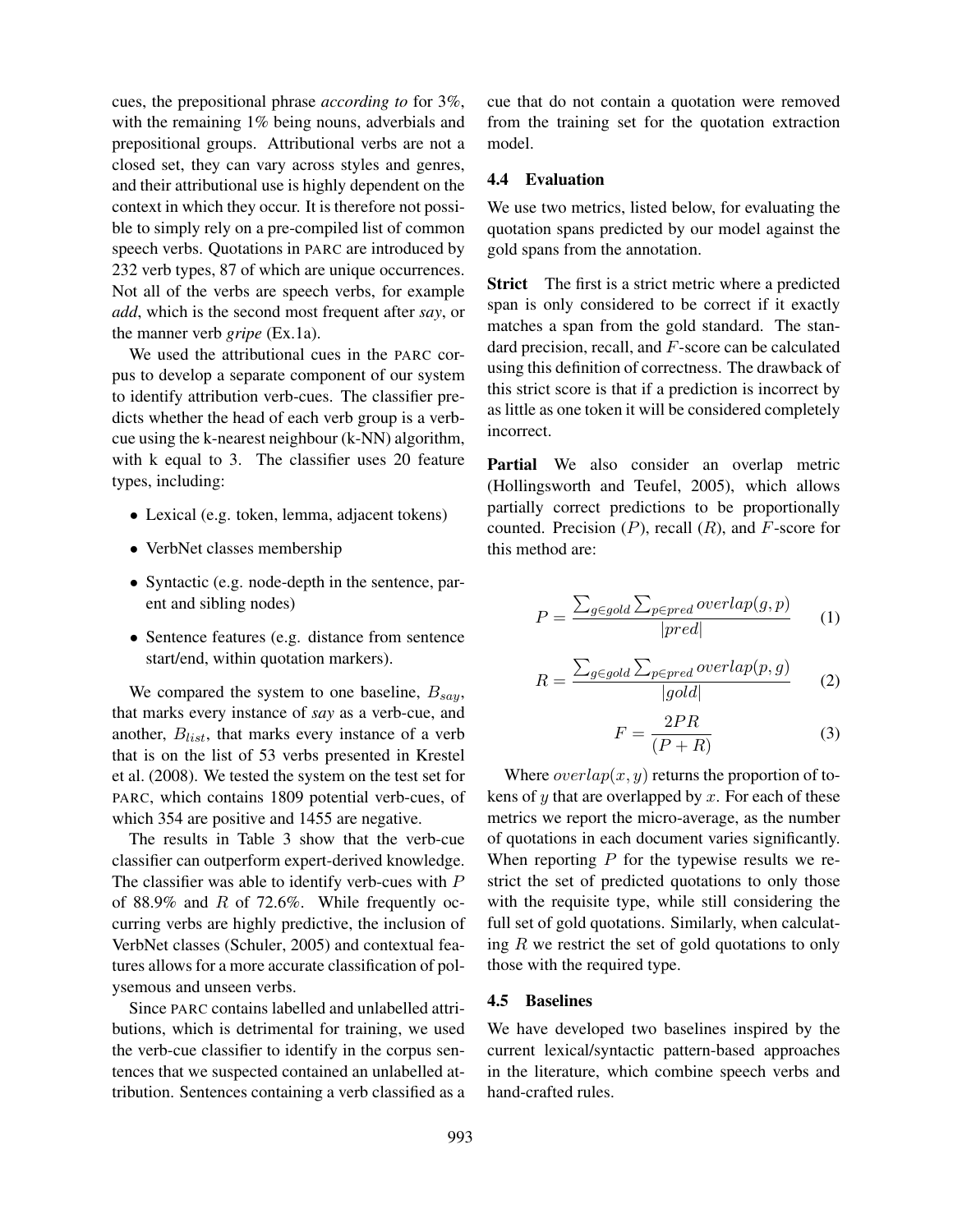cues, the prepositional phrase *according to* for 3%, with the remaining 1% being nouns, adverbials and prepositional groups. Attributional verbs are not a closed set, they can vary across styles and genres, and their attributional use is highly dependent on the context in which they occur. It is therefore not possible to simply rely on a pre-compiled list of common speech verbs. Quotations in PARC are introduced by 232 verb types, 87 of which are unique occurrences. Not all of the verbs are speech verbs, for example *add*, which is the second most frequent after *say*, or the manner verb *gripe* (Ex.1a).

We used the attributional cues in the PARC corpus to develop a separate component of our system to identify attribution verb-cues. The classifier predicts whether the head of each verb group is a verb-cue using the k-nearest neighbour (k-NN) algorithm, with k equal to 3. The classifier uses 20 feature types, including:

- Lexical (e.g. token, lemma, adjacent tokens)
- VerbNet classes membership
- Syntactic (e.g. node-depth in the sentence, parent and sibling nodes)
- Sentence features (e.g. distance from sentence start/end, within quotation markers).

We compared the system to one baseline, $B_{say}$, that marks every instance of *say* as a verb-cue, and another, $B_{list}$, that marks every instance of a verb that is on the list of 53 verbs presented in Krestel et al. (2008). We tested the system on the test set for PARC, which contains 1809 potential verb-cues, of which 354 are positive and 1455 are negative.

The results in Table 3 show that the verb-cue classifier can outperform expert-derived knowledge. The classifier was able to identify verb-cues with $P$ of 88.9% and $R$ of 72.6%. While frequently occurring verbs are highly predictive, the inclusion of VerbNet classes (Schuler, 2005) and contextual features allows for a more accurate classification of polysemous and unseen verbs.

Since PARC contains labelled and unlabelled attributions, which is detrimental for training, we used the verb-cue classifier to identify in the corpus sentences that we suspected contained an unlabelled attribution. Sentences containing a verb classified as a cue that do not contain a quotation were removed from the training set for the quotation extraction model.

### 4.4 Evaluation

We use two metrics, listed below, for evaluating the quotation spans predicted by our model against the gold spans from the annotation.

**Strict** The first is a strict metric where a predicted span is only considered to be correct if it exactly matches a span from the gold standard. The standard precision, recall, and $F$-score can be calculated using this definition of correctness. The drawback of this strict score is that if a prediction is incorrect by as little as one token it will be considered completely incorrect.

**Partial** We also consider an overlap metric (Hollingsworth and Teufel, 2005), which allows partially correct predictions to be proportionally counted. Precision ($P$), recall ($R$), and $F$-score for this method are:

$$P = \frac{\sum_{g \in gold} \sum_{p \in pred} overlap(g, p)}{|pred|} \quad (1)$$

$$R = \frac{\sum_{g \in gold} \sum_{p \in pred} overlap(p, g)}{|gold|} \quad (2)$$

$$F = \frac{2PR}{(P + R)} \quad (3)$$

Where $overlap(x, y)$ returns the proportion of tokens of $y$ that are overlapped by $x$. For each of these metrics we report the micro-average, as the number of quotations in each document varies significantly. When reporting $P$ for the typewise results we restrict the set of predicted quotations to only those with the requisite type, while still considering the full set of gold quotations. Similarly, when calculating $R$ we restrict the set of gold quotations to only those with the required type.

### 4.5 Baselines

We have developed two baselines inspired by the current lexical/syntactic pattern-based approaches in the literature, which combine speech verbs and hand-crafted rules.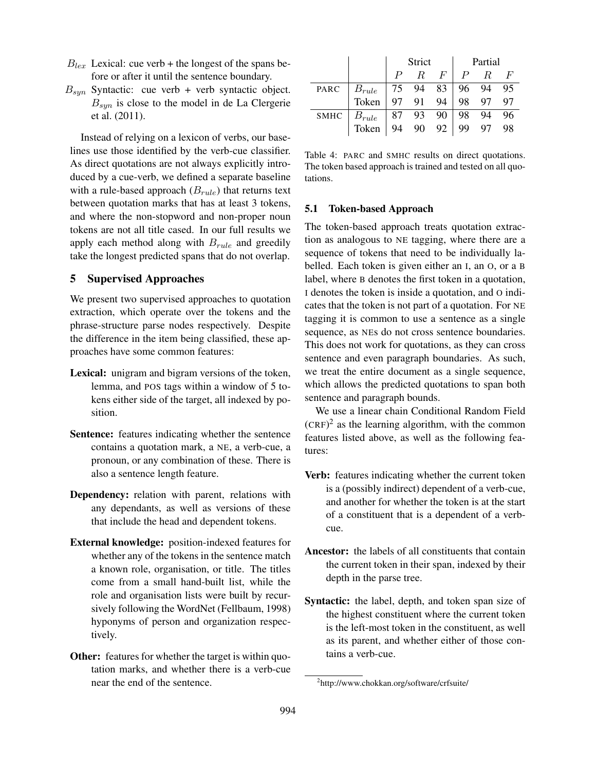$B_{lex}$ Lexical: cue verb + the longest of the spans before or after it until the sentence boundary.

$B_{syn}$ Syntactic: cue verb + verb syntactic object. $B_{syn}$ is close to the model in de La Clergerie et al. (2011).

Instead of relying on a lexicon of verbs, our baselines use those identified by the verb-cue classifier. As direct quotations are not always explicitly introduced by a cue-verb, we defined a separate baseline with a rule-based approach ($B_{rule}$) that returns text between quotation marks that has at least 3 tokens, and where the non-stopword and non-proper noun tokens are not all title cased. In our full results we apply each method along with $B_{rule}$ and greedily take the longest predicted spans that do not overlap.

## 5 Supervised Approaches

We present two supervised approaches to quotation extraction, which operate over the tokens and the phrase-structure parse nodes respectively. Despite the difference in the item being classified, these approaches have some common features:

**Lexical:** unigram and bigram versions of the token, lemma, and POS tags within a window of 5 tokens either side of the target, all indexed by position.

**Sentence:** features indicating whether the sentence contains a quotation mark, a NE, a verb-cue, a pronoun, or any combination of these. There is also a sentence length feature.

**Dependency:** relation with parent, relations with any dependants, as well as versions of these that include the head and dependent tokens.

**External knowledge:** position-indexed features for whether any of the tokens in the sentence match a known role, organisation, or title. The titles come from a small hand-built list, while the role and organisation lists were built by recursively following the WordNet (Fellbaum, 1998) hyponyms of person and organization respectively.

**Other:** features for whether the target is within quotation marks, and whether there is a verb-cue near the end of the sentence.

| | | Strict | | | Partial | | |
|---|---|---|---|---|---|---|---|
| | | $P$ | $R$ | $F$ | $P$ | $R$ | $F$ |
| PARC | $B_{rule}$ | 75 | 94 | 83 | 96 | 94 | 95 |
| | Token | 97 | 91 | 94 | 98 | 97 | 97 |
| SMHC | $B_{rule}$ | 87 | 93 | 90 | 98 | 94 | 96 |
| | Token | 94 | 90 | 92 | 99 | 97 | 98 |

Table 4: PARC and SMHC results on direct quotations. The token based approach is trained and tested on all quotations.

### 5.1 Token-based Approach

The token-based approach treats quotation extraction as analogous to NE tagging, where there are a sequence of tokens that need to be individually labelled. Each token is given either an I, an O, or a B label, where B denotes the first token in a quotation, I denotes the token is inside a quotation, and O indicates that the token is not part of a quotation. For NE tagging it is common to use a sentence as a single sequence, as NEs do not cross sentence boundaries. This does not work for quotations, as they can cross sentence and even paragraph boundaries. As such, we treat the entire document as a single sequence, which allows the predicted quotations to span both sentence and paragraph bounds.

We use a linear chain Conditional Random Field (CRF)[2] as the learning algorithm, with the common features listed above, as well as the following features:

**Verb:** features indicating whether the current token is a (possibly indirect) dependent of a verb-cue, and another for whether the token is at the start of a constituent that is a dependent of a verb-cue.

**Ancestor:** the labels of all constituents that contain the current token in their span, indexed by their depth in the parse tree.

**Syntactic:** the label, depth, and token span size of the highest constituent where the current token is the left-most token in the constituent, as well as its parent, and whether either of those contains a verb-cue.

[2] http://www.chokkan.org/software/crfsuite/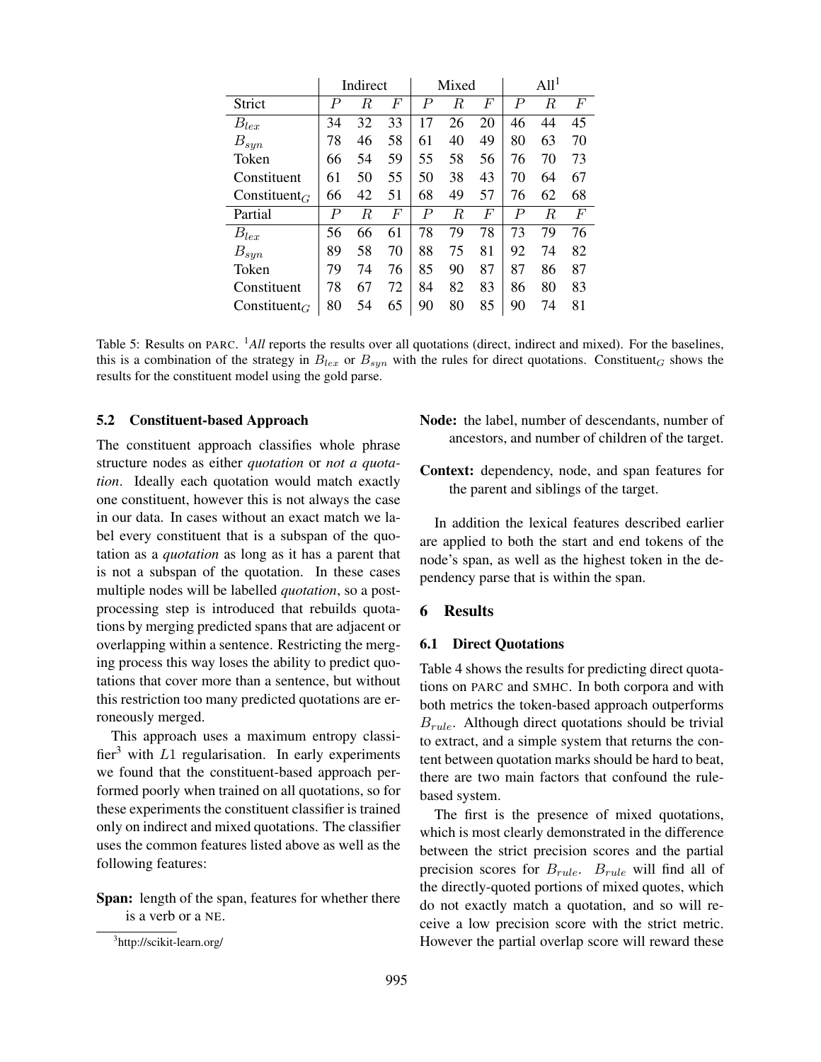| | Indirect | | | Mixed | | | All[1] | | |
|---|---|---|---|---|---|---|---|---|---|
| Strict | $P$ | $R$ | $F$ | $P$ | $R$ | $F$ | $P$ | $R$ | $F$ |
| $B_{lex}$ | 34 | 32 | 33 | 17 | 26 | 20 | 46 | 44 | 45 |
| $B_{syn}$ | 78 | 46 | 58 | 61 | 40 | 49 | 80 | 63 | 70 |
| Token | 66 | 54 | 59 | 55 | 58 | 56 | 76 | 70 | 73 |
| Constituent | 61 | 50 | 55 | 50 | 38 | 43 | 70 | 64 | 67 |
| Constituent$_G$ | 66 | 42 | 51 | 68 | 49 | 57 | 76 | 62 | 68 |
| Partial | $P$ | $R$ | $F$ | $P$ | $R$ | $F$ | $P$ | $R$ | $F$ |
| $B_{lex}$ | 56 | 66 | 61 | 78 | 79 | 78 | 73 | 79 | 76 |
| $B_{syn}$ | 89 | 58 | 70 | 88 | 75 | 81 | 92 | 74 | 82 |
| Token | 79 | 74 | 76 | 85 | 90 | 87 | 87 | 86 | 87 |
| Constituent | 78 | 67 | 72 | 84 | 82 | 83 | 86 | 80 | 83 |
| Constituent$_G$ | 80 | 54 | 65 | 90 | 80 | 85 | 90 | 74 | 81 |

Table 5: Results on PARC. [1]*All* reports the results over all quotations (direct, indirect and mixed). For the baselines, this is a combination of the strategy in $B_{lex}$ or $B_{syn}$ with the rules for direct quotations. Constituent$_G$ shows the results for the constituent model using the gold parse.

### 5.2 Constituent-based Approach

The constituent approach classifies whole phrase structure nodes as either *quotation* or *not a quotation*. Ideally each quotation would match exactly one constituent, however this is not always the case in our data. In cases without an exact match we label every constituent that is a subspan of the quotation as a *quotation* as long as it has a parent that is not a subspan of the quotation. In these cases multiple nodes will be labelled *quotation*, so a post-processing step is introduced that rebuilds quotations by merging predicted spans that are adjacent or overlapping within a sentence. Restricting the merging process this way loses the ability to predict quotations that cover more than a sentence, but without this restriction too many predicted quotations are erroneously merged.

This approach uses a maximum entropy classifier[3] with $L1$ regularisation. In early experiments we found that the constituent-based approach performed poorly when trained on all quotations, so for these experiments the constituent classifier is trained only on indirect and mixed quotations. The classifier uses the common features listed above as well as the following features:

**Span:** length of the span, features for whether there is a verb or a NE.

**Node:** the label, number of descendants, number of ancestors, and number of children of the target.

**Context:** dependency, node, and span features for the parent and siblings of the target.

In addition the lexical features described earlier are applied to both the start and end tokens of the node's span, as well as the highest token in the dependency parse that is within the span.

[3]http://scikit-learn.org/

## 6 Results

### 6.1 Direct Quotations

Table 4 shows the results for predicting direct quotations on PARC and SMHC. In both corpora and with both metrics the token-based approach outperforms $B_{rule}$. Although direct quotations should be trivial to extract, and a simple system that returns the content between quotation marks should be hard to beat, there are two main factors that confound the rule-based system.

The first is the presence of mixed quotations, which is most clearly demonstrated in the difference between the strict precision scores and the partial precision scores for $B_{rule}$. $B_{rule}$ will find all of the directly-quoted portions of mixed quotes, which do not exactly match a quotation, and so will receive a low precision score with the strict metric. However the partial overlap score will reward these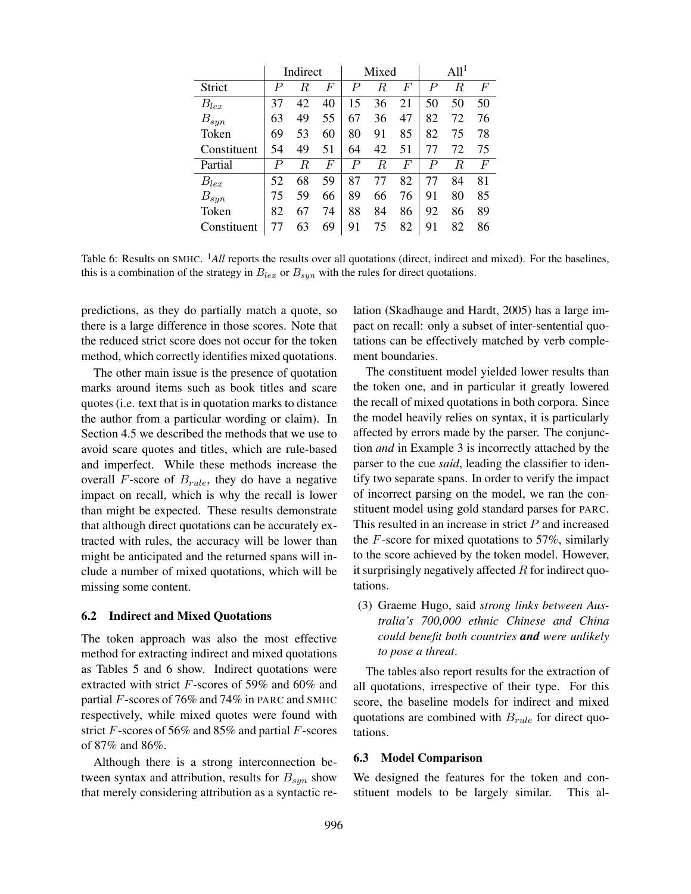| | Indirect | | | Mixed | | | All[1] | | |
|---|---|---|---|---|---|---|---|---|---|
| Strict | $P$ | $R$ | $F$ | $P$ | $R$ | $F$ | $P$ | $R$ | $F$ |
| $B_{lex}$ | 37 | 42 | 40 | 15 | 36 | 21 | 50 | 50 | 50 |
| $B_{syn}$ | 63 | 49 | 55 | 67 | 36 | 47 | 82 | 72 | 76 |
| Token | 69 | 53 | 60 | 80 | 91 | 85 | 82 | 75 | 78 |
| Constituent | 54 | 49 | 51 | 64 | 42 | 51 | 77 | 72 | 75 |
| Partial | $P$ | $R$ | $F$ | $P$ | $R$ | $F$ | $P$ | $R$ | $F$ |
| $B_{lex}$ | 52 | 68 | 59 | 87 | 77 | 82 | 77 | 84 | 81 |
| $B_{syn}$ | 75 | 59 | 66 | 89 | 66 | 76 | 91 | 80 | 85 |
| Token | 82 | 67 | 74 | 88 | 84 | 86 | 92 | 86 | 89 |
| Constituent | 77 | 63 | 69 | 91 | 75 | 82 | 91 | 82 | 86 |

Table 6: Results on SMHC. [1]*All* reports the results over all quotations (direct, indirect and mixed). For the baselines, this is a combination of the strategy in $B_{lex}$ or $B_{syn}$ with the rules for direct quotations.

predictions, as they do partially match a quote, so there is a large difference in those scores. Note that the reduced strict score does not occur for the token method, which correctly identifies mixed quotations.

The other main issue is the presence of quotation marks around items such as book titles and scare quotes (i.e. text that is in quotation marks to distance the author from a particular wording or claim). In Section 4.5 we described the methods that we use to avoid scare quotes and titles, which are rule-based and imperfect. While these methods increase the overall $F$-score of $B_{rule}$, they do have a negative impact on recall, which is why the recall is lower than might be expected. These results demonstrate that although direct quotations can be accurately extracted with rules, the accuracy will be lower than might be anticipated and the returned spans will include a number of mixed quotations, which will be missing some content.

### 6.2 Indirect and Mixed Quotations

The token approach was also the most effective method for extracting indirect and mixed quotations as Tables 5 and 6 show. Indirect quotations were extracted with strict $F$-scores of 59% and 60% and partial $F$-scores of 76% and 74% in PARC and SMHC respectively, while mixed quotes were found with strict $F$-scores of 56% and 85% and partial $F$-scores of 87% and 86%.

Although there is a strong interconnection between syntax and attribution, results for $B_{syn}$ show that merely considering attribution as a syntactic relation (Skadhauge and Hardt, 2005) has a large impact on recall: only a subset of inter-sentential quotations can be effectively matched by verb complement boundaries.

The constituent model yielded lower results than the token one, and in particular it greatly lowered the recall of mixed quotations in both corpora. Since the model heavily relies on syntax, it is particularly affected by errors made by the parser. The conjunction *and* in Example 3 is incorrectly attached by the parser to the cue *said*, leading the classifier to identify two separate spans. In order to verify the impact of incorrect parsing on the model, we ran the constituent model using gold standard parses for PARC. This resulted in an increase in strict $P$ and increased the $F$-score for mixed quotations to 57%, similarly to the score achieved by the token model. However, it surprisingly negatively affected $R$ for indirect quotations.

(3) Graeme Hugo, said *strong links between Australia's 700,000 ethnic Chinese and China could benefit both countries* ***and*** *were unlikely to pose a threat*.

The tables also report results for the extraction of all quotations, irrespective of their type. For this score, the baseline models for indirect and mixed quotations are combined with $B_{rule}$ for direct quotations.

### 6.3 Model Comparison

We designed the features for the token and constituent models to be largely similar. This al-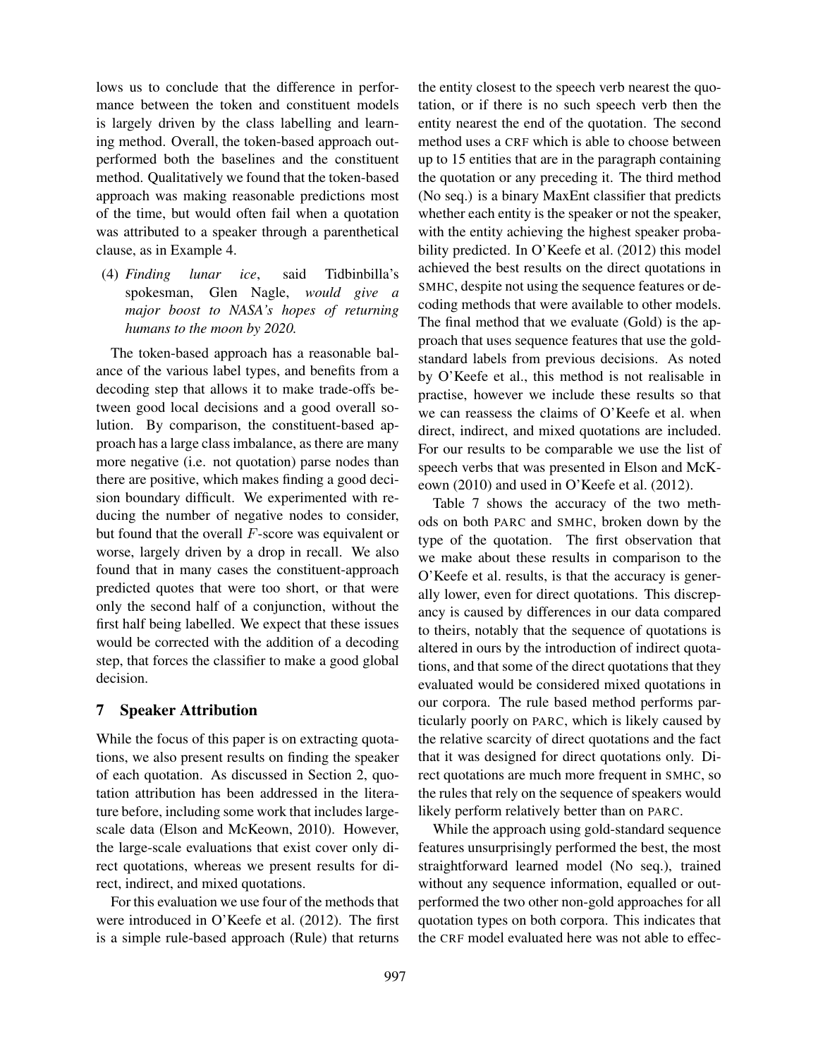lows us to conclude that the difference in performance between the token and constituent models is largely driven by the class labelling and learning method. Overall, the token-based approach outperformed both the baselines and the constituent method. Qualitatively we found that the token-based approach was making reasonable predictions most of the time, but would often fail when a quotation was attributed to a speaker through a parenthetical clause, as in Example 4.

(4) *Finding lunar ice*, said Tidbinbilla's spokesman, Glen Nagle, *would give a major boost to NASA's hopes of returning humans to the moon by 2020.*

The token-based approach has a reasonable balance of the various label types, and benefits from a decoding step that allows it to make trade-offs between good local decisions and a good overall solution. By comparison, the constituent-based approach has a large class imbalance, as there are many more negative (i.e. not quotation) parse nodes than there are positive, which makes finding a good decision boundary difficult. We experimented with reducing the number of negative nodes to consider, but found that the overall $F$-score was equivalent or worse, largely driven by a drop in recall. We also found that in many cases the constituent-approach predicted quotes that were too short, or that were only the second half of a conjunction, without the first half being labelled. We expect that these issues would be corrected with the addition of a decoding step, that forces the classifier to make a good global decision.

## 7 Speaker Attribution

While the focus of this paper is on extracting quotations, we also present results on finding the speaker of each quotation. As discussed in Section 2, quotation attribution has been addressed in the literature before, including some work that includes large-scale data (Elson and McKeown, 2010). However, the large-scale evaluations that exist cover only direct quotations, whereas we present results for direct, indirect, and mixed quotations.

For this evaluation we use four of the methods that were introduced in O'Keefe et al. (2012). The first is a simple rule-based approach (Rule) that returns the entity closest to the speech verb nearest the quotation, or if there is no such speech verb then the entity nearest the end of the quotation. The second method uses a CRF which is able to choose between up to 15 entities that are in the paragraph containing the quotation or any preceding it. The third method (No seq.) is a binary MaxEnt classifier that predicts whether each entity is the speaker or not the speaker, with the entity achieving the highest speaker probability predicted. In O'Keefe et al. (2012) this model achieved the best results on the direct quotations in SMHC, despite not using the sequence features or decoding methods that were available to other models. The final method that we evaluate (Gold) is the approach that uses sequence features that use the gold-standard labels from previous decisions. As noted by O'Keefe et al., this method is not realisable in practise, however we include these results so that we can reassess the claims of O'Keefe et al. when direct, indirect, and mixed quotations are included. For our results to be comparable we use the list of speech verbs that was presented in Elson and McKeown (2010) and used in O'Keefe et al. (2012).

Table 7 shows the accuracy of the two methods on both PARC and SMHC, broken down by the type of the quotation. The first observation that we make about these results in comparison to the O'Keefe et al. results, is that the accuracy is generally lower, even for direct quotations. This discrepancy is caused by differences in our data compared to theirs, notably that the sequence of quotations is altered in ours by the introduction of indirect quotations, and that some of the direct quotations that they evaluated would be considered mixed quotations in our corpora. The rule based method performs particularly poorly on PARC, which is likely caused by the relative scarcity of direct quotations and the fact that it was designed for direct quotations only. Direct quotations are much more frequent in SMHC, so the rules that rely on the sequence of speakers would likely perform relatively better than on PARC.

While the approach using gold-standard sequence features unsurprisingly performed the best, the most straightforward learned model (No seq.), trained without any sequence information, equalled or outperformed the two other non-gold approaches for all quotation types on both corpora. This indicates that the CRF model evaluated here was not able to effec-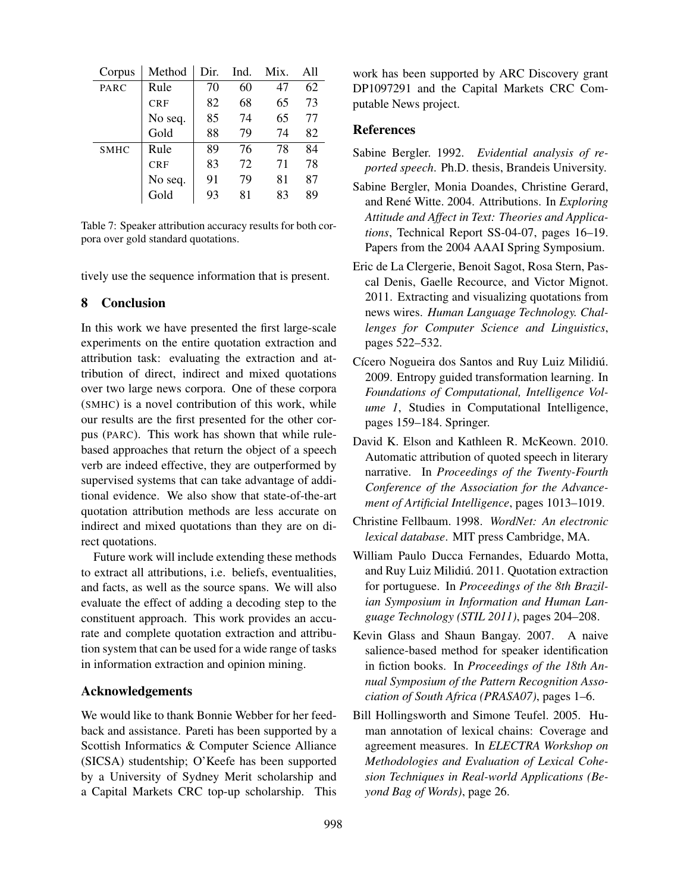| Corpus | Method | Dir. | Ind. | Mix. | All |
|---|---|---|---|---|---|
| PARC | Rule | 70 | 60 | 47 | 62 |
| | CRF | 82 | 68 | 65 | 73 |
| | No seq. | 85 | 74 | 65 | 77 |
| | Gold | 88 | 79 | 74 | 82 |
| SMHC | Rule | 89 | 76 | 78 | 84 |
| | CRF | 83 | 72 | 71 | 78 |
| | No seq. | 91 | 79 | 81 | 87 |
| | Gold | 93 | 81 | 83 | 89 |

Table 7: Speaker attribution accuracy results for both corpora over gold standard quotations.

tively use the sequence information that is present.

## 8 Conclusion

In this work we have presented the first large-scale experiments on the entire quotation extraction and attribution task: evaluating the extraction and attribution of direct, indirect and mixed quotations over two large news corpora. One of these corpora (SMHC) is a novel contribution of this work, while our results are the first presented for the other corpus (PARC). This work has shown that while rule-based approaches that return the object of a speech verb are indeed effective, they are outperformed by supervised systems that can take advantage of additional evidence. We also show that state-of-the-art quotation attribution methods are less accurate on indirect and mixed quotations than they are on direct quotations.

Future work will include extending these methods to extract all attributions, i.e. beliefs, eventualities, and facts, as well as the source spans. We will also evaluate the effect of adding a decoding step to the constituent approach. This work provides an accurate and complete quotation extraction and attribution system that can be used for a wide range of tasks in information extraction and opinion mining.

## Acknowledgements

We would like to thank Bonnie Webber for her feedback and assistance. Pareti has been supported by a Scottish Informatics & Computer Science Alliance (SICSA) studentship; O'Keefe has been supported by a University of Sydney Merit scholarship and a Capital Markets CRC top-up scholarship. This work has been supported by ARC Discovery grant DP1097291 and the Capital Markets CRC Computable News project.

## References

Sabine Bergler. 1992. *Evidential analysis of reported speech*. Ph.D. thesis, Brandeis University.

Sabine Bergler, Monia Doandes, Christine Gerard, and René Witte. 2004. Attributions. In *Exploring Attitude and Affect in Text: Theories and Applications*, Technical Report SS-04-07, pages 16–19. Papers from the 2004 AAAI Spring Symposium.

Eric de La Clergerie, Benoit Sagot, Rosa Stern, Pascal Denis, Gaelle Recource, and Victor Mignot. 2011. Extracting and visualizing quotations from news wires. *Human Language Technology. Challenges for Computer Science and Linguistics*, pages 522–532.

Cícero Nogueira dos Santos and Ruy Luiz Milidiú. 2009. Entropy guided transformation learning. In *Foundations of Computational, Intelligence Volume 1*, Studies in Computational Intelligence, pages 159–184. Springer.

David K. Elson and Kathleen R. McKeown. 2010. Automatic attribution of quoted speech in literary narrative. In *Proceedings of the Twenty-Fourth Conference of the Association for the Advancement of Artificial Intelligence*, pages 1013–1019.

Christine Fellbaum. 1998. *WordNet: An electronic lexical database*. MIT press Cambridge, MA.

William Paulo Ducca Fernandes, Eduardo Motta, and Ruy Luiz Milidiú. 2011. Quotation extraction for portuguese. In *Proceedings of the 8th Brazilian Symposium in Information and Human Language Technology (STIL 2011)*, pages 204–208.

Kevin Glass and Shaun Bangay. 2007. A naive salience-based method for speaker identification in fiction books. In *Proceedings of the 18th Annual Symposium of the Pattern Recognition Association of South Africa (PRASA07)*, pages 1–6.

Bill Hollingsworth and Simone Teufel. 2005. Human annotation of lexical chains: Coverage and agreement measures. In *ELECTRA Workshop on Methodologies and Evaluation of Lexical Cohesion Techniques in Real-world Applications (Beyond Bag of Words)*, page 26.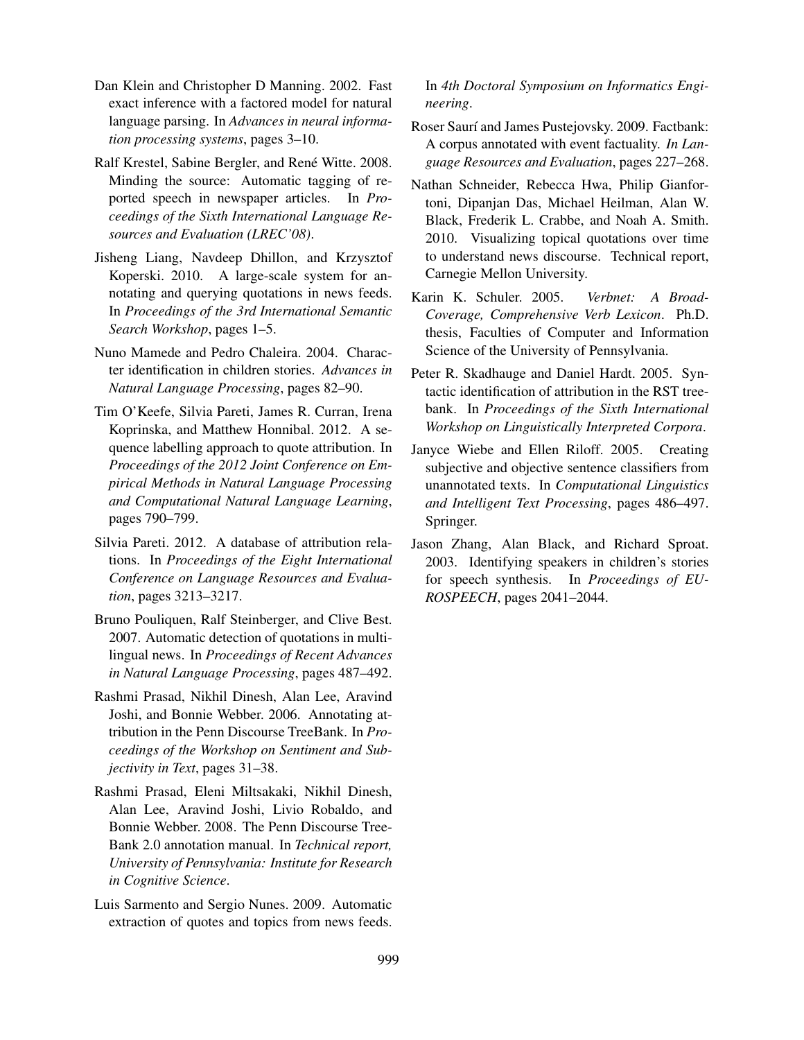Dan Klein and Christopher D Manning. 2002. Fast exact inference with a factored model for natural language parsing. In *Advances in neural information processing systems*, pages 3–10.

Ralf Krestel, Sabine Bergler, and René Witte. 2008. Minding the source: Automatic tagging of reported speech in newspaper articles. In *Proceedings of the Sixth International Language Resources and Evaluation (LREC'08)*.

Jisheng Liang, Navdeep Dhillon, and Krzysztof Koperski. 2010. A large-scale system for annotating and querying quotations in news feeds. In *Proceedings of the 3rd International Semantic Search Workshop*, pages 1–5.

Nuno Mamede and Pedro Chaleira. 2004. Character identification in children stories. *Advances in Natural Language Processing*, pages 82–90.

Tim O'Keefe, Silvia Pareti, James R. Curran, Irena Koprinska, and Matthew Honnibal. 2012. A sequence labelling approach to quote attribution. In *Proceedings of the 2012 Joint Conference on Empirical Methods in Natural Language Processing and Computational Natural Language Learning*, pages 790–799.

Silvia Pareti. 2012. A database of attribution relations. In *Proceedings of the Eight International Conference on Language Resources and Evaluation*, pages 3213–3217.

Bruno Pouliquen, Ralf Steinberger, and Clive Best. 2007. Automatic detection of quotations in multilingual news. In *Proceedings of Recent Advances in Natural Language Processing*, pages 487–492.

Rashmi Prasad, Nikhil Dinesh, Alan Lee, Aravind Joshi, and Bonnie Webber. 2006. Annotating attribution in the Penn Discourse TreeBank. In *Proceedings of the Workshop on Sentiment and Subjectivity in Text*, pages 31–38.

Rashmi Prasad, Eleni Miltsakaki, Nikhil Dinesh, Alan Lee, Aravind Joshi, Livio Robaldo, and Bonnie Webber. 2008. The Penn Discourse TreeBank 2.0 annotation manual. In *Technical report, University of Pennsylvania: Institute for Research in Cognitive Science*.

Luis Sarmento and Sergio Nunes. 2009. Automatic extraction of quotes and topics from news feeds. In *4th Doctoral Symposium on Informatics Engineering*.

Roser Saurí and James Pustejovsky. 2009. Factbank: A corpus annotated with event factuality. *In Language Resources and Evaluation*, pages 227–268.

Nathan Schneider, Rebecca Hwa, Philip Gianfortoni, Dipanjan Das, Michael Heilman, Alan W. Black, Frederik L. Crabbe, and Noah A. Smith. 2010. Visualizing topical quotations over time to understand news discourse. Technical report, Carnegie Mellon University.

Karin K. Schuler. 2005. *Verbnet: A Broad-Coverage, Comprehensive Verb Lexicon*. Ph.D. thesis, Faculties of Computer and Information Science of the University of Pennsylvania.

Peter R. Skadhauge and Daniel Hardt. 2005. Syntactic identification of attribution in the RST treebank. In *Proceedings of the Sixth International Workshop on Linguistically Interpreted Corpora*.

Janyce Wiebe and Ellen Riloff. 2005. Creating subjective and objective sentence classifiers from unannotated texts. In *Computational Linguistics and Intelligent Text Processing*, pages 486–497. Springer.

Jason Zhang, Alan Black, and Richard Sproat. 2003. Identifying speakers in children's stories for speech synthesis. In *Proceedings of EUROSPEECH*, pages 2041–2044.